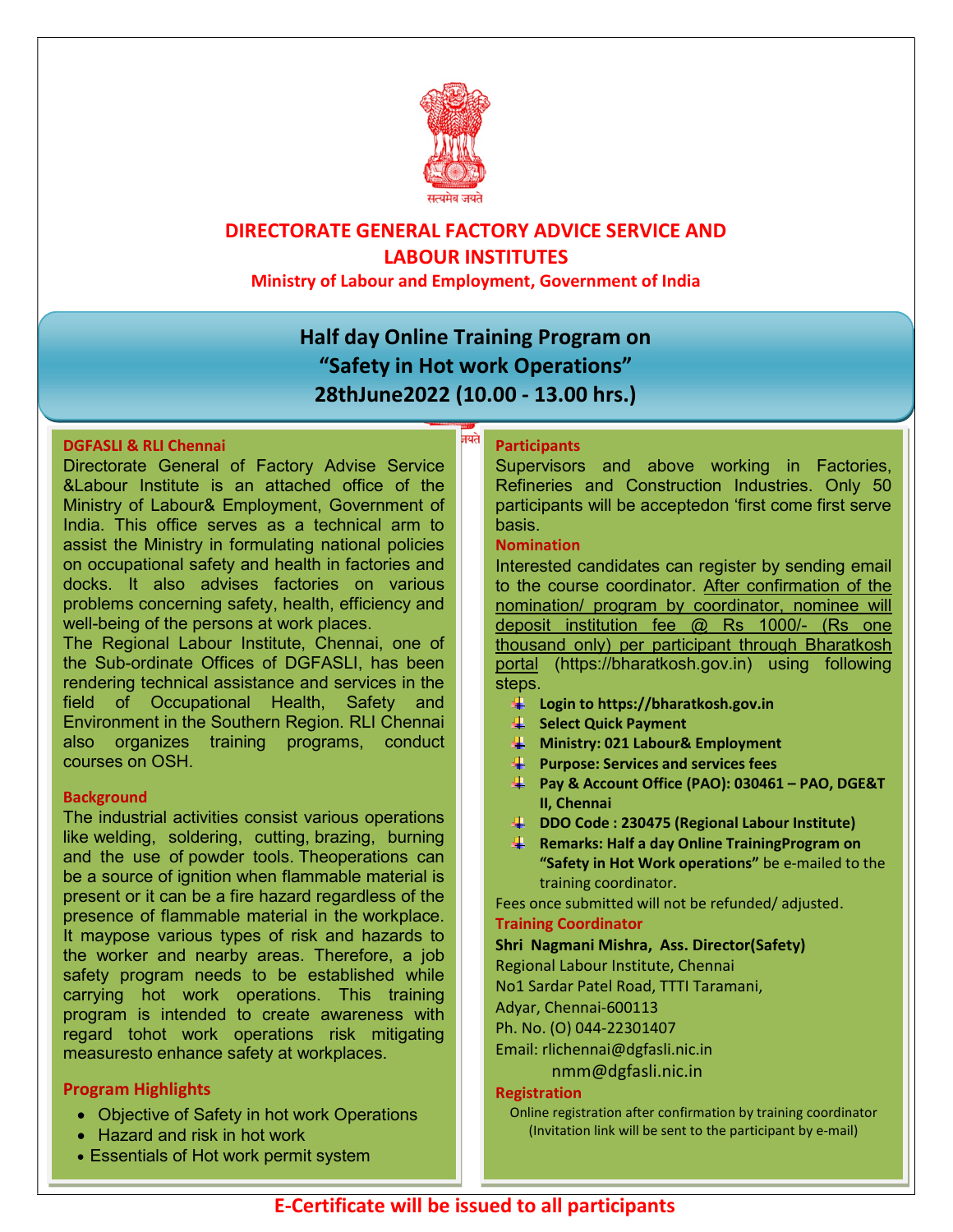सत्यमेव जयते

# DIRECTORATE GENERAL FACTORY ADVICE SERVICE AND LABOUR INSTITUTES

**Ministry of Labour and Employment, Government of India**

## Half day Online Training Program on "Safety in Hot work Operations" 28thJune2022 (10.00 - 13.00 hrs.)

### DGFASLI & RLI Chennai

Directorate General of Factory Advise Service &Labour Institute is an attached office of the Ministry of Labour& Employment, Government of India. This office serves as a technical arm to assist the Ministry in formulating national policies on occupational safety and health in factories and docks. It also advises factories on various problems concerning safety, health, efficiency and well-being of the persons at work places.

The Regional Labour Institute, Chennai, one of the Sub-ordinate Offices of DGFASLI, has been rendering technical assistance and services in the field of Occupational Health, Safety and Environment in the Southern Region. RLI Chennai also organizes training programs, conduct courses on OSH.

### Background

The industrial activities consist various operations like welding, soldering, cutting, brazing, burning and the use of powder tools. Theoperations can be a source of ignition when flammable material is present or it can be a fire hazard regardless of the presence of flammable material in the workplace. It maypose various types of risk and hazards to the worker and nearby areas. Therefore, a job safety program needs to be established while carrying hot work operations. This training program is intended to create awareness with regard tohot work operations risk mitigating measuresto enhance safety at workplaces.

### Program Highlights

- Objective of Safety in hot work Operations
- Hazard and risk in hot work
- Essentials of Hot work permit system

### Participants

Supervisors and above working in Factories, Refineries and Construction Industries. Only 50 participants will be acceptedon 'first come first serve basis.

### Nomination

Interested candidates can register by sending email to the course coordinator. After confirmation of the nomination/ program by coordinator, nominee will deposit institution fee @ Rs 1000/- (Rs one thousand only) per participant through Bharatkosh portal (https://bharatkosh.gov.in) using following steps.

- **Login to https://bharatkosh.gov.in**
- **Select Quick Payment**
- **Ministry: 021 Labour& Employment**
- **Purpose: Services and services fees**
- **Pay & Account Office (PAO): 030461 – PAO, DGE&T II, Chennai**
- **DDO Code : 230475 (Regional Labour Institute)**
- **Remarks: Half a day Online TrainingProgram on "Safety in Hot Work operations"** be e-mailed to the training coordinator.

Fees once submitted will not be refunded/ adjusted.

### Training Coordinator

**Shri Nagmani Mishra, Ass. Director(Safety)**
Regional Labour Institute, Chennai
No1 Sardar Patel Road, TTTI Taramani,
Adyar, Chennai-600113
Ph. No. (O) 044-22301407
Email: rlichennai@dgfasli.nic.in
nmm@dgfasli.nic.in

### Registration

Online registration after confirmation by training coordinator (Invitation link will be sent to the participant by e-mail)

**E-Certificate will be issued to all participants**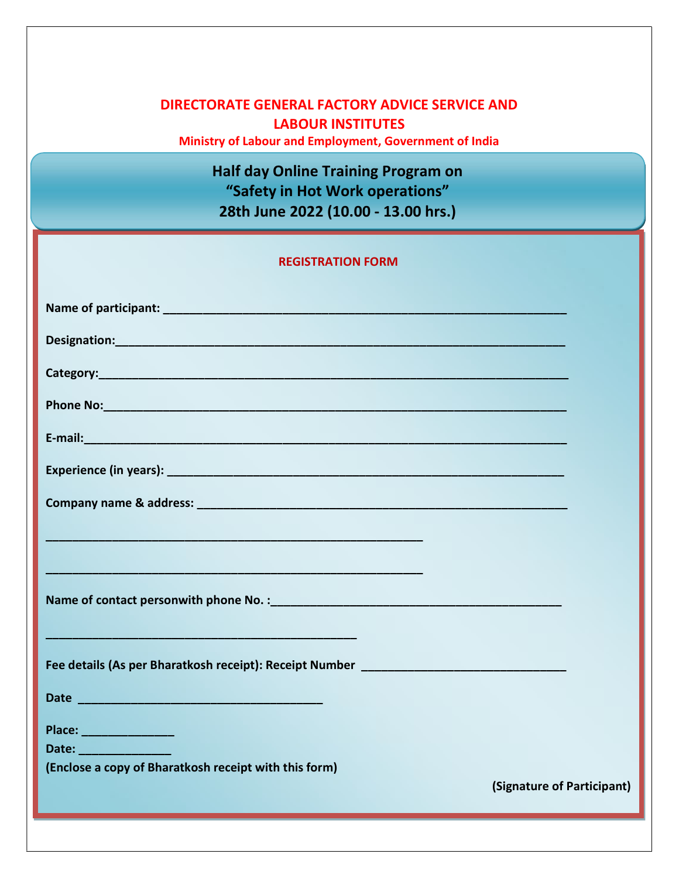# DIRECTORATE GENERAL FACTORY ADVICE SERVICE AND LABOUR INSTITUTES

**Ministry of Labour and Employment, Government of India**

## Half day Online Training Program on "Safety in Hot Work operations" 28th June 2022 (10.00 - 13.00 hrs.)

### REGISTRATION FORM

**Name of participant:** ______________________________________________________________

**Designation:**______________________________________________________________________

**Category:**________________________________________________________________________

**Phone No:**_______________________________________________________________________

**E-mail:**__________________________________________________________________________

**Experience (in years):** ______________________________________________________________

**Company name & address:** ___________________________________________________________

___________________________________________________________

___________________________________________________________

**Name of contact personwith phone No. :**____________________________________________

_______________________________________________

**Fee details (As per Bharatkosh receipt): Receipt Number** _______________________________

**Date** _____________________________________

**Place:** _____________

**Date:** _____________

**(Enclose a copy of Bharatkosh receipt with this form)**

**(Signature of Participant)**